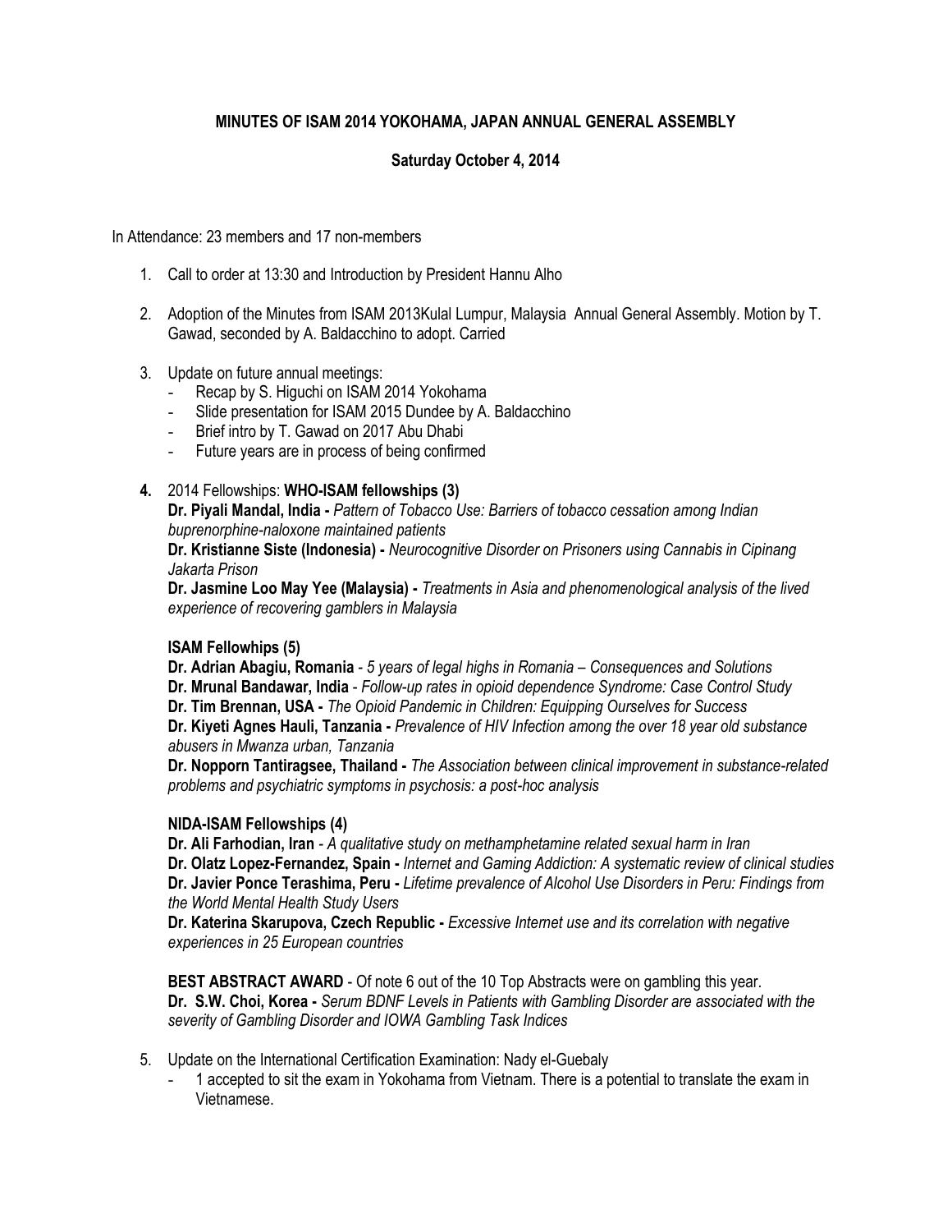**MINUTES OF ISAM 2014 YOKOHAMA, JAPAN ANNUAL GENERAL ASSEMBLY**

**Saturday October 4, 2014**

In Attendance: 23 members and 17 non-members

1. Call to order at 13:30 and Introduction by President Hannu Alho

2. Adoption of the Minutes from ISAM 2013Kulal Lumpur, Malaysia Annual General Assembly. Motion by T. Gawad, seconded by A. Baldacchino to adopt. Carried

3. Update on future annual meetings:
   - Recap by S. Higuchi on ISAM 2014 Yokohama
   - Slide presentation for ISAM 2015 Dundee by A. Baldacchino
   - Brief intro by T. Gawad on 2017 Abu Dhabi
   - Future years are in process of being confirmed

4. 2014 Fellowships: **WHO-ISAM fellowships (3)**

   **Dr. Piyali Mandal, India -** *Pattern of Tobacco Use: Barriers of tobacco cessation among Indian buprenorphine-naloxone maintained patients*

   **Dr. Kristianne Siste (Indonesia) -** *Neurocognitive Disorder on Prisoners using Cannabis in Cipinang Jakarta Prison*

   **Dr. Jasmine Loo May Yee (Malaysia) -** *Treatments in Asia and phenomenological analysis of the lived experience of recovering gamblers in Malaysia*

   **ISAM Fellowhips (5)**

   **Dr. Adrian Abagiu, Romania** - *5 years of legal highs in Romania – Consequences and Solutions*

   **Dr. Mrunal Bandawar, India** - *Follow-up rates in opioid dependence Syndrome: Case Control Study*

   **Dr. Tim Brennan, USA -** *The Opioid Pandemic in Children: Equipping Ourselves for Success*

   **Dr. Kiyeti Agnes Hauli, Tanzania -** *Prevalence of HIV Infection among the over 18 year old substance abusers in Mwanza urban, Tanzania*

   **Dr. Nopporn Tantiragsee, Thailand -** *The Association between clinical improvement in substance-related problems and psychiatric symptoms in psychosis: a post-hoc analysis*

   **NIDA-ISAM Fellowships (4)**

   **Dr. Ali Farhodian, Iran** - *A qualitative study on methamphetamine related sexual harm in Iran*

   **Dr. Olatz Lopez-Fernandez, Spain -** *Internet and Gaming Addiction: A systematic review of clinical studies*

   **Dr. Javier Ponce Terashima, Peru -** *Lifetime prevalence of Alcohol Use Disorders in Peru: Findings from the World Mental Health Study Users*

   **Dr. Katerina Skarupova, Czech Republic -** *Excessive Internet use and its correlation with negative experiences in 25 European countries*

   **BEST ABSTRACT AWARD** - Of note 6 out of the 10 Top Abstracts were on gambling this year.

   **Dr. S.W. Choi, Korea -** *Serum BDNF Levels in Patients with Gambling Disorder are associated with the severity of Gambling Disorder and IOWA Gambling Task Indices*

5. Update on the International Certification Examination: Nady el-Guebaly
   - 1 accepted to sit the exam in Yokohama from Vietnam. There is a potential to translate the exam in Vietnamese.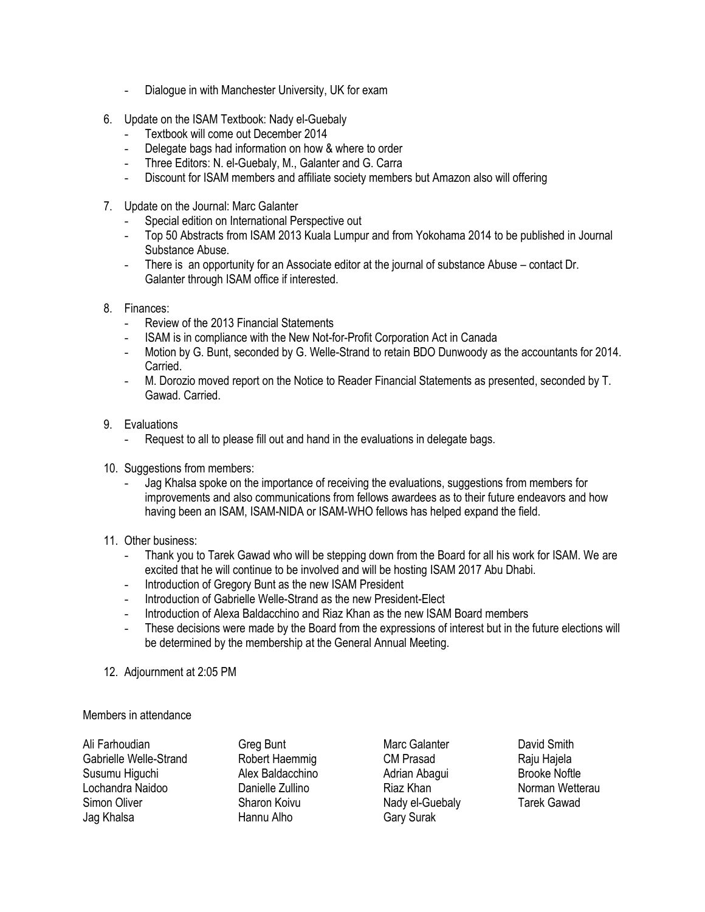- Dialogue in with Manchester University, UK for exam

6. Update on the ISAM Textbook: Nady el-Guebaly
   - Textbook will come out December 2014
   - Delegate bags had information on how & where to order
   - Three Editors: N. el-Guebaly, M., Galanter and G. Carra
   - Discount for ISAM members and affiliate society members but Amazon also will offering

7. Update on the Journal: Marc Galanter
   - Special edition on International Perspective out
   - Top 50 Abstracts from ISAM 2013 Kuala Lumpur and from Yokohama 2014 to be published in Journal Substance Abuse.
   - There is an opportunity for an Associate editor at the journal of substance Abuse – contact Dr. Galanter through ISAM office if interested.

8. Finances:
   - Review of the 2013 Financial Statements
   - ISAM is in compliance with the New Not-for-Profit Corporation Act in Canada
   - Motion by G. Bunt, seconded by G. Welle-Strand to retain BDO Dunwoody as the accountants for 2014. Carried.
   - M. Dorozio moved report on the Notice to Reader Financial Statements as presented, seconded by T. Gawad. Carried.

9. Evaluations
   - Request to all to please fill out and hand in the evaluations in delegate bags.

10. Suggestions from members:
    - Jag Khalsa spoke on the importance of receiving the evaluations, suggestions from members for improvements and also communications from fellows awardees as to their future endeavors and how having been an ISAM, ISAM-NIDA or ISAM-WHO fellows has helped expand the field.

11. Other business:
    - Thank you to Tarek Gawad who will be stepping down from the Board for all his work for ISAM. We are excited that he will continue to be involved and will be hosting ISAM 2017 Abu Dhabi.
    - Introduction of Gregory Bunt as the new ISAM President
    - Introduction of Gabrielle Welle-Strand as the new President-Elect
    - Introduction of Alexa Baldacchino and Riaz Khan as the new ISAM Board members
    - These decisions were made by the Board from the expressions of interest but in the future elections will be determined by the membership at the General Annual Meeting.

12. Adjournment at 2:05 PM

Members in attendance

| | | | |
|---|---|---|---|
| Ali Farhoudian | Greg Bunt | Marc Galanter | David Smith |
| Gabrielle Welle-Strand | Robert Haemmig | CM Prasad | Raju Hajela |
| Susumu Higuchi | Alex Baldacchino | Adrian Abagui | Brooke Noftle |
| Lochandra Naidoo | Danielle Zullino | Riaz Khan | Norman Wetterau |
| Simon Oliver | Sharon Koivu | Nady el-Guebaly | Tarek Gawad |
| Jag Khalsa | Hannu Alho | Gary Surak | |